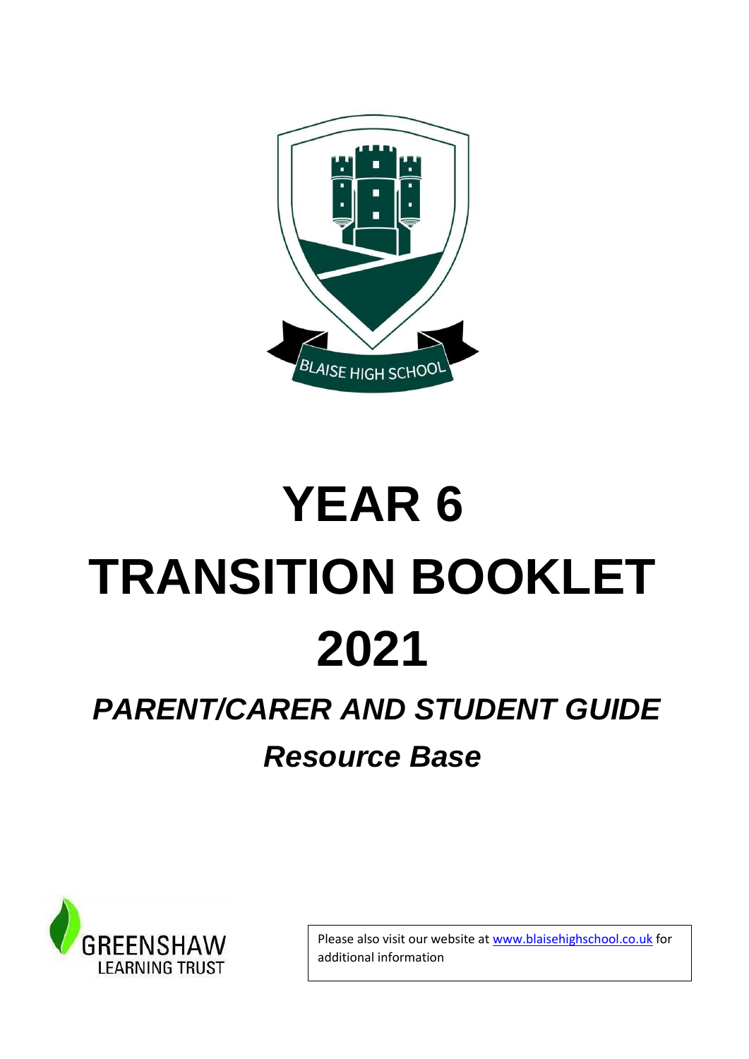# YEAR 6

# TRANSITION BOOKLET

# 2021

## *PARENT/CARER AND STUDENT GUIDE*

## *Resource Base*

Please also visit our website at [www.blaisehighschool.co.uk](http://www.blaisehighschool.co.uk) for additional information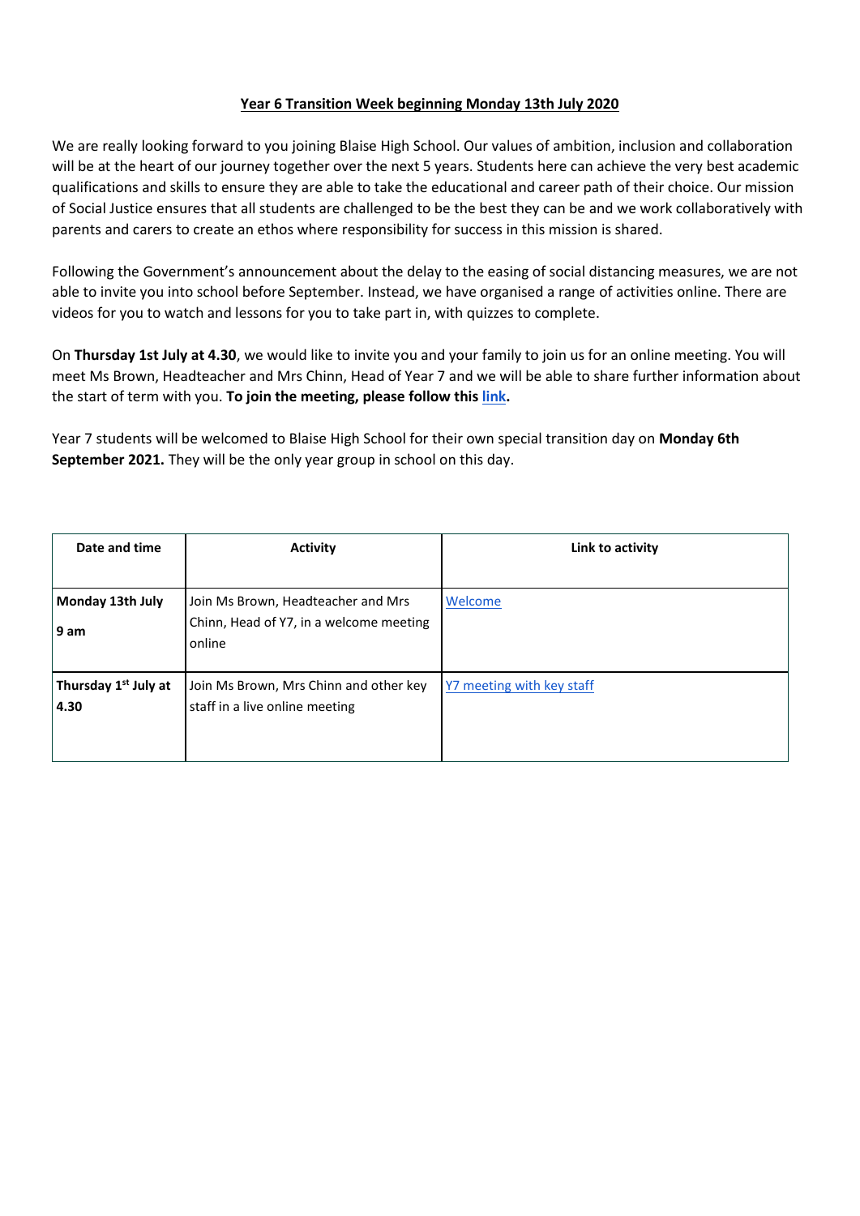**Year 6 Transition Week beginning Monday 13th July 2020**

We are really looking forward to you joining Blaise High School. Our values of ambition, inclusion and collaboration will be at the heart of our journey together over the next 5 years. Students here can achieve the very best academic qualifications and skills to ensure they are able to take the educational and career path of their choice. Our mission of Social Justice ensures that all students are challenged to be the best they can be and we work collaboratively with parents and carers to create an ethos where responsibility for success in this mission is shared.

Following the Government's announcement about the delay to the easing of social distancing measures, we are not able to invite you into school before September. Instead, we have organised a range of activities online. There are videos for you to watch and lessons for you to take part in, with quizzes to complete.

On **Thursday 1st July at 4.30**, we would like to invite you and your family to join us for an online meeting. You will meet Ms Brown, Headteacher and Mrs Chinn, Head of Year 7 and we will be able to share further information about the start of term with you. **To join the meeting, please follow this link.**

Year 7 students will be welcomed to Blaise High School for their own special transition day on **Monday 6th September 2021.** They will be the only year group in school on this day.

| Date and time | Activity | Link to activity |
| --- | --- | --- |
| **Monday 13th July 9 am** | Join Ms Brown, Headteacher and Mrs Chinn, Head of Y7, in a welcome meeting online | Welcome |
| **Thursday 1st July at 4.30** | Join Ms Brown, Mrs Chinn and other key staff in a live online meeting | Y7 meeting with key staff |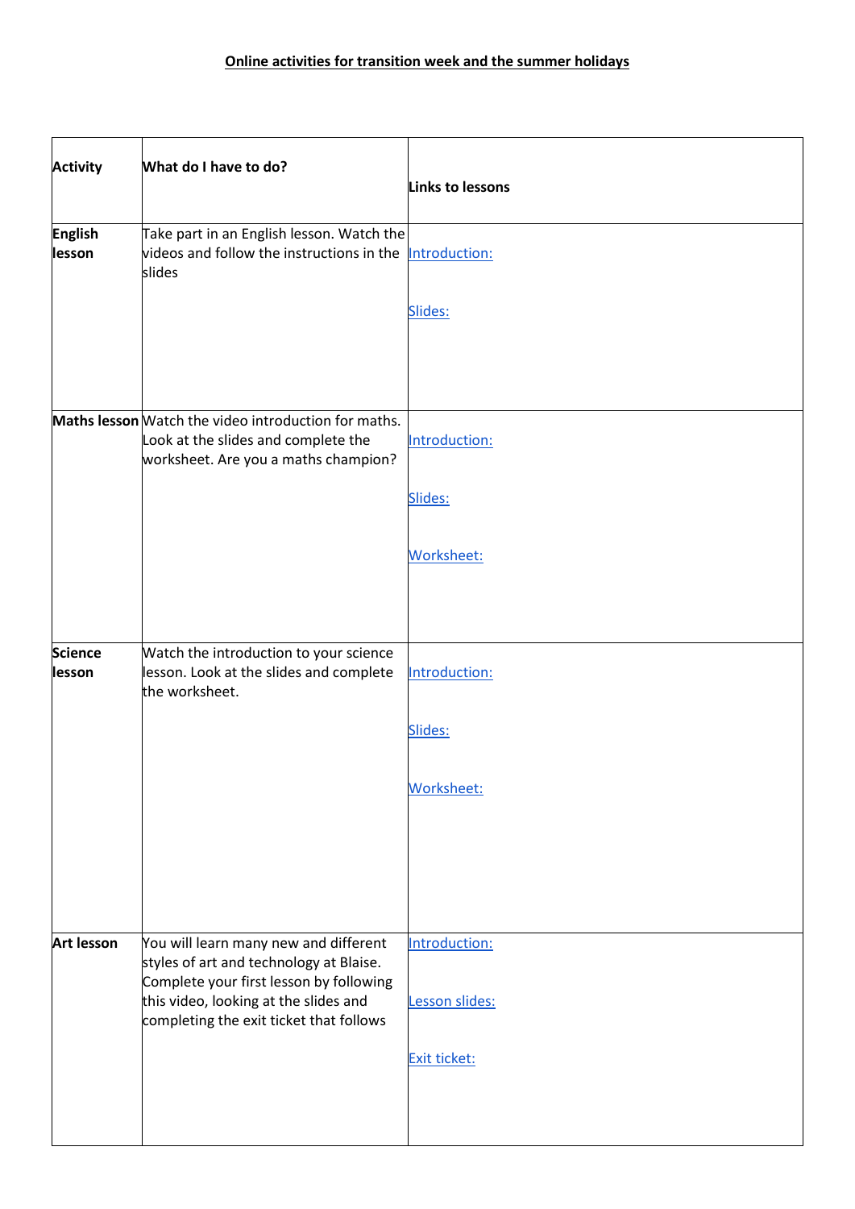**Online activities for transition week and the summer holidays**

| **Activity** | **What do I have to do?** | **Links to lessons** |
|---|---|---|
| **English lesson** | Take part in an English lesson. Watch the videos and follow the instructions in the slides | Introduction:<br><br>Slides: |
| **Maths lesson** | Watch the video introduction for maths. Look at the slides and complete the worksheet. Are you a maths champion? | Introduction:<br><br>Slides:<br><br>Worksheet: |
| **Science lesson** | Watch the introduction to your science lesson. Look at the slides and complete the worksheet. | Introduction:<br><br>Slides:<br><br>Worksheet: |
| **Art lesson** | You will learn many new and different styles of art and technology at Blaise. Complete your first lesson by following this video, looking at the slides and completing the exit ticket that follows | Introduction:<br><br>Lesson slides:<br><br>Exit ticket: |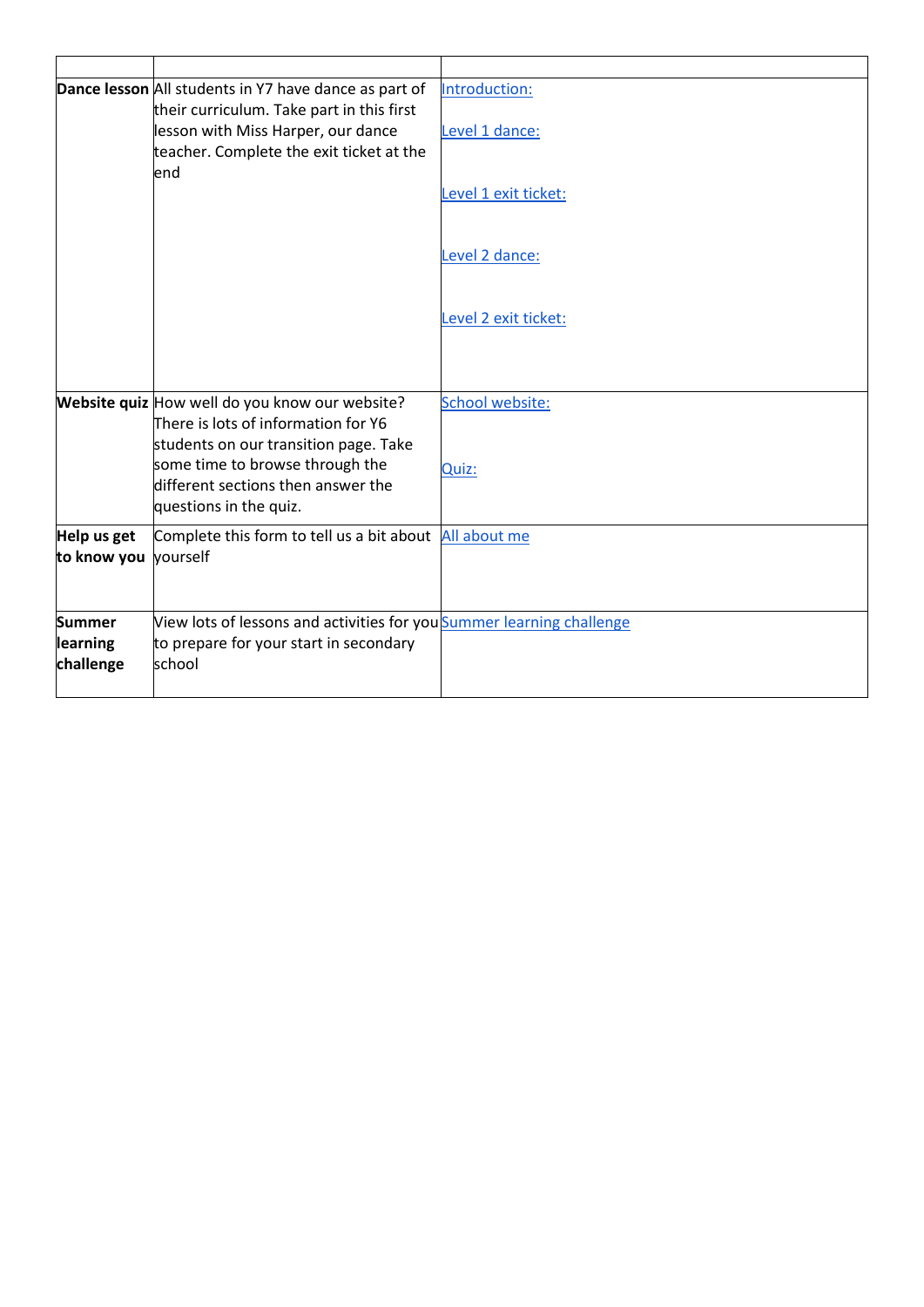| | | |
|---|---|---|
| **Dance lesson** | All students in Y7 have dance as part of their curriculum. Take part in this first lesson with Miss Harper, our dance teacher. Complete the exit ticket at the end | Introduction:<br><br>Level 1 dance:<br><br>Level 1 exit ticket:<br><br>Level 2 dance:<br><br>Level 2 exit ticket: |
| **Website quiz** | How well do you know our website? There is lots of information for Y6 students on our transition page. Take some time to browse through the different sections then answer the questions in the quiz. | School website:<br><br>Quiz: |
| **Help us get to know you** | Complete this form to tell us a bit about yourself | All about me |
| **Summer learning challenge** | View lots of lessons and activities for you to prepare for your start in secondary school | Summer learning challenge |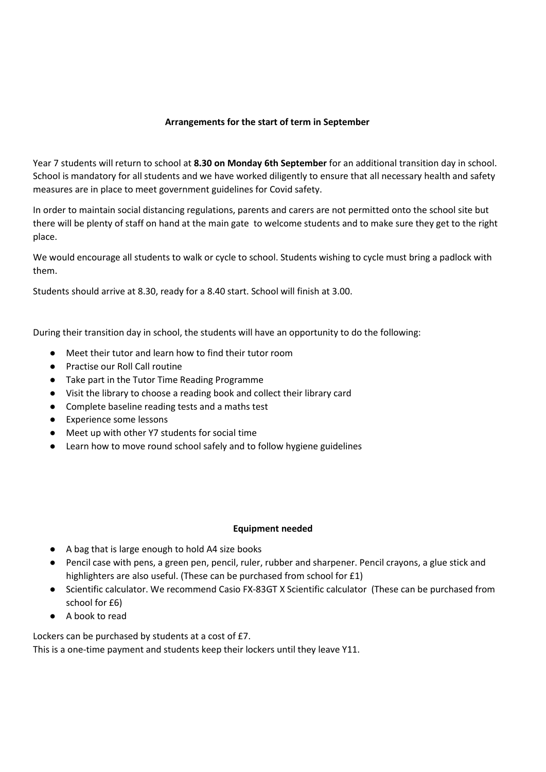## Arrangements for the start of term in September

Year 7 students will return to school at **8.30 on Monday 6th September** for an additional transition day in school. School is mandatory for all students and we have worked diligently to ensure that all necessary health and safety measures are in place to meet government guidelines for Covid safety.

In order to maintain social distancing regulations, parents and carers are not permitted onto the school site but there will be plenty of staff on hand at the main gate to welcome students and to make sure they get to the right place.

We would encourage all students to walk or cycle to school. Students wishing to cycle must bring a padlock with them.

Students should arrive at 8.30, ready for a 8.40 start. School will finish at 3.00.

During their transition day in school, the students will have an opportunity to do the following:

- Meet their tutor and learn how to find their tutor room
- Practise our Roll Call routine
- Take part in the Tutor Time Reading Programme
- Visit the library to choose a reading book and collect their library card
- Complete baseline reading tests and a maths test
- Experience some lessons
- Meet up with other Y7 students for social time
- Learn how to move round school safely and to follow hygiene guidelines

## Equipment needed

- A bag that is large enough to hold A4 size books
- Pencil case with pens, a green pen, pencil, ruler, rubber and sharpener. Pencil crayons, a glue stick and highlighters are also useful. (These can be purchased from school for £1)
- Scientific calculator. We recommend Casio FX-83GT X Scientific calculator (These can be purchased from school for £6)
- A book to read

Lockers can be purchased by students at a cost of £7.
This is a one-time payment and students keep their lockers until they leave Y11.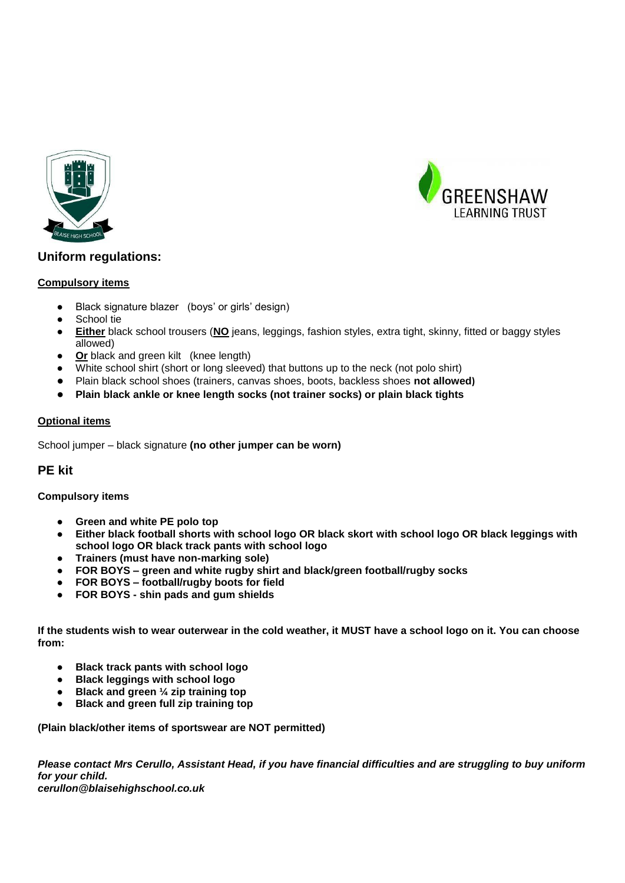## Uniform regulations:

**Compulsory items**

- Black signature blazer (boys' or girls' design)
- School tie
- **Either** black school trousers (**NO** jeans, leggings, fashion styles, extra tight, skinny, fitted or baggy styles allowed)
- **Or** black and green kilt (knee length)
- White school shirt (short or long sleeved) that buttons up to the neck (not polo shirt)
- Plain black school shoes (trainers, canvas shoes, boots, backless shoes **not allowed)**
- **Plain black ankle or knee length socks (not trainer socks) or plain black tights**

**Optional items**

School jumper – black signature **(no other jumper can be worn)**

## PE kit

**Compulsory items**

- **Green and white PE polo top**
- **Either black football shorts with school logo OR black skort with school logo OR black leggings with school logo OR black track pants with school logo**
- **Trainers (must have non-marking sole)**
- **FOR BOYS – green and white rugby shirt and black/green football/rugby socks**
- **FOR BOYS – football/rugby boots for field**
- **FOR BOYS - shin pads and gum shields**

**If the students wish to wear outerwear in the cold weather, it MUST have a school logo on it. You can choose from:**

- **Black track pants with school logo**
- **Black leggings with school logo**
- **Black and green ¼ zip training top**
- **Black and green full zip training top**

**(Plain black/other items of sportswear are NOT permitted)**

***Please contact Mrs Cerullo, Assistant Head, if you have financial difficulties and are struggling to buy uniform for your child.***
***cerullon@blaisehighschool.co.uk***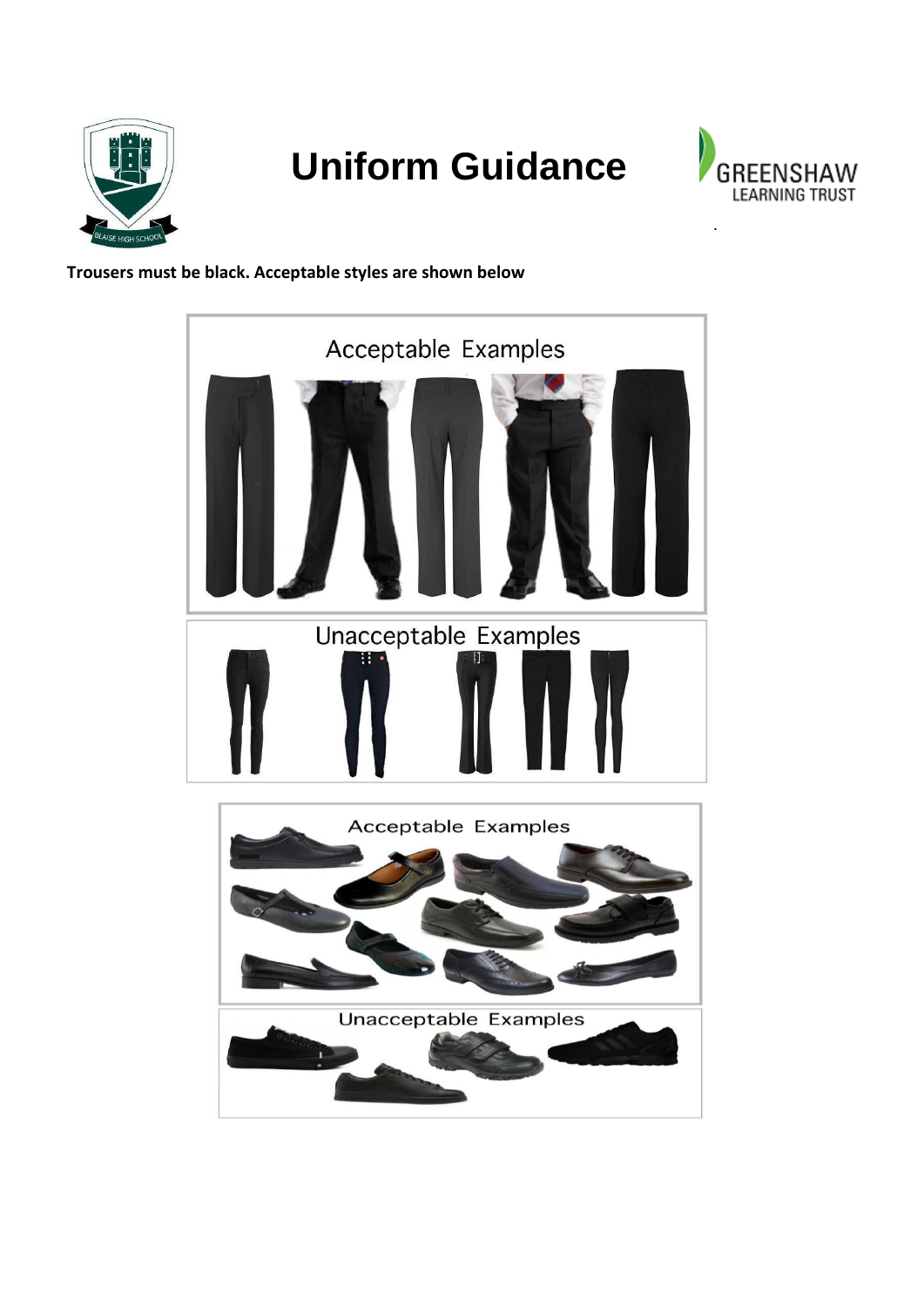# Uniform Guidance

**Trousers must be black. Acceptable styles are shown below**

Acceptable Examples

Unacceptable Examples

Acceptable Examples

Unacceptable Examples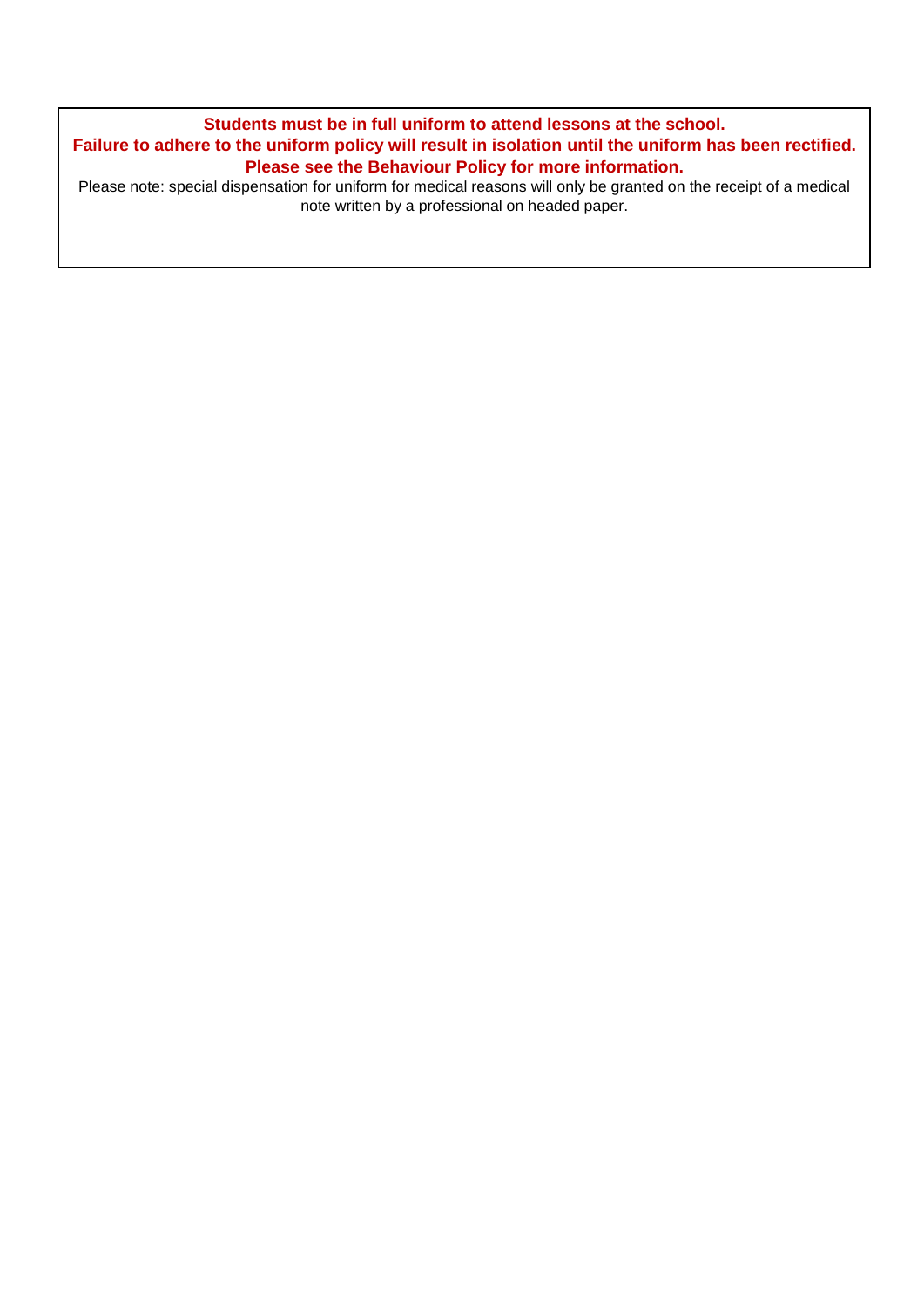**Students must be in full uniform to attend lessons at the school.**
**Failure to adhere to the uniform policy will result in isolation until the uniform has been rectified.**
**Please see the Behaviour Policy for more information.**

Please note: special dispensation for uniform for medical reasons will only be granted on the receipt of a medical note written by a professional on headed paper.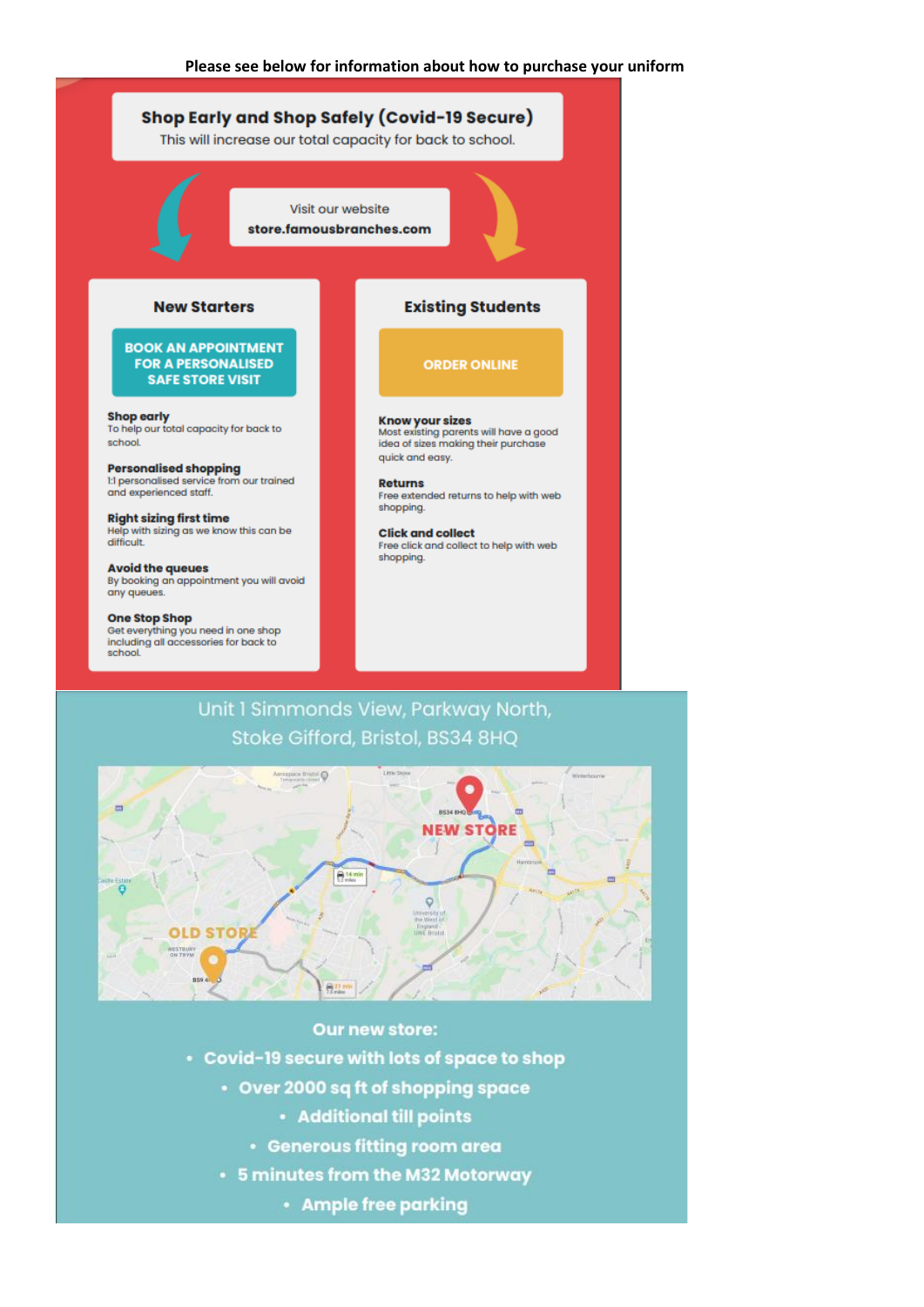**Please see below for information about how to purchase your uniform**

## Shop Early and Shop Safely (Covid-19 Secure)

This will increase our total capacity for back to school.

Visit our website
**store.famousbranches.com**

### New Starters

**BOOK AN APPOINTMENT FOR A PERSONALISED SAFE STORE VISIT**

**Shop early**
To help our total capacity for back to school.

**Personalised shopping**
1:1 personalised service from our trained and experienced staff.

**Right sizing first time**
Help with sizing as we know this can be difficult.

**Avoid the queues**
By booking an appointment you will avoid any queues.

**One Stop Shop**
Get everything you need in one shop including all accessories for back to school.

### Existing Students

**ORDER ONLINE**

**Know your sizes**
Most existing parents will have a good idea of sizes making their purchase quick and easy.

**Returns**
Free extended returns to help with web shopping.

**Click and collect**
Free click and collect to help with web shopping.

Unit 1 Simmonds View, Parkway North, Stoke Gifford, Bristol, BS34 8HQ

NEW STORE

OLD STORE

**Our new store:**

- **Covid-19 secure with lots of space to shop**
- **Over 2000 sq ft of shopping space**
- **Additional till points**
- **Generous fitting room area**
- **5 minutes from the M32 Motorway**
- **Ample free parking**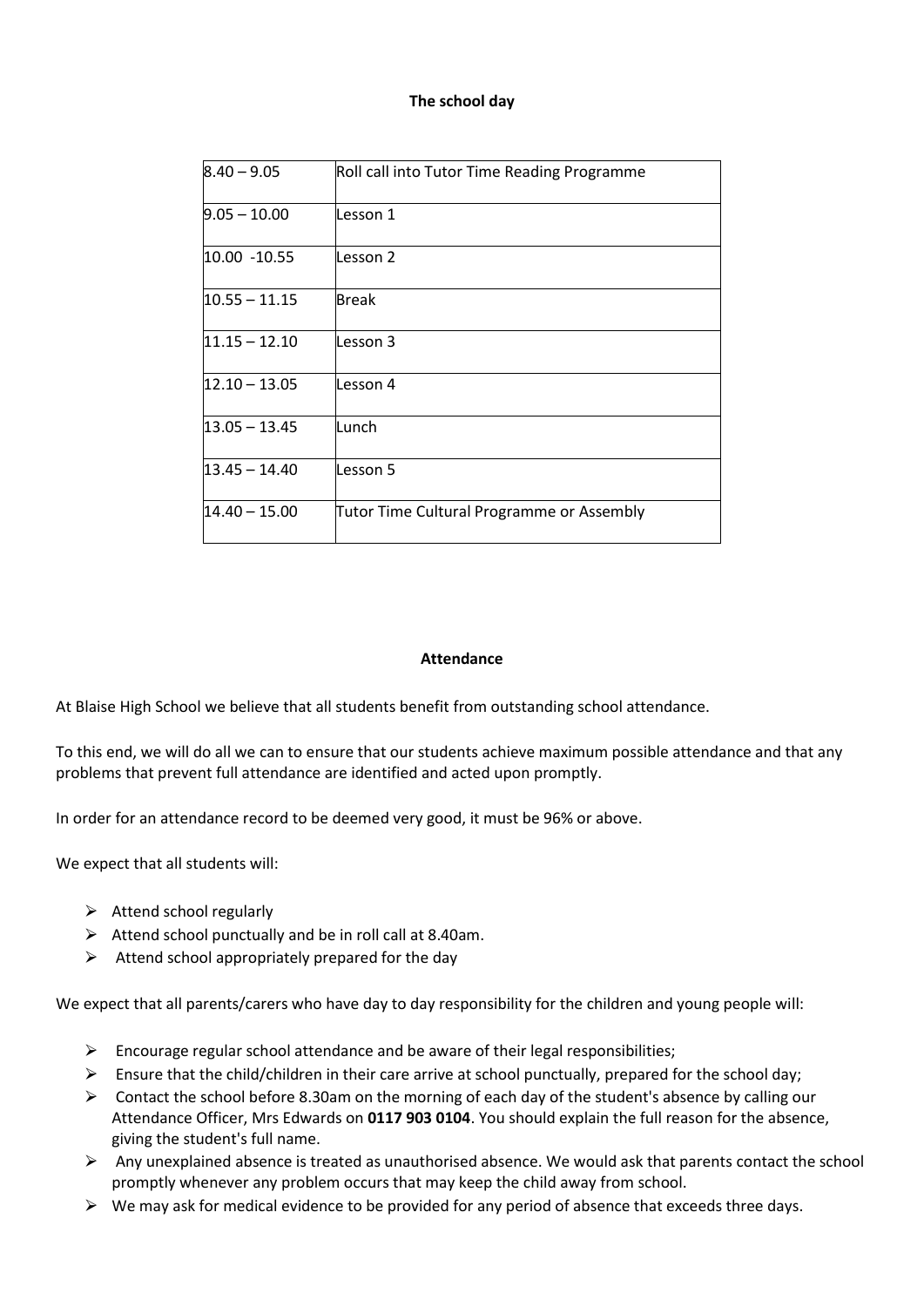**The school day**

| | |
|---|---|
| 8.40 – 9.05 | Roll call into Tutor Time Reading Programme |
| 9.05 – 10.00 | Lesson 1 |
| 10.00 -10.55 | Lesson 2 |
| 10.55 – 11.15 | Break |
| 11.15 – 12.10 | Lesson 3 |
| 12.10 – 13.05 | Lesson 4 |
| 13.05 – 13.45 | Lunch |
| 13.45 – 14.40 | Lesson 5 |
| 14.40 – 15.00 | Tutor Time Cultural Programme or Assembly |

**Attendance**

At Blaise High School we believe that all students benefit from outstanding school attendance.

To this end, we will do all we can to ensure that our students achieve maximum possible attendance and that any problems that prevent full attendance are identified and acted upon promptly.

In order for an attendance record to be deemed very good, it must be 96% or above.

We expect that all students will:

- Attend school regularly
- Attend school punctually and be in roll call at 8.40am.
- Attend school appropriately prepared for the day

We expect that all parents/carers who have day to day responsibility for the children and young people will:

- Encourage regular school attendance and be aware of their legal responsibilities;
- Ensure that the child/children in their care arrive at school punctually, prepared for the school day;
- Contact the school before 8.30am on the morning of each day of the student's absence by calling our Attendance Officer, Mrs Edwards on **0117 903 0104**. You should explain the full reason for the absence, giving the student's full name.
- Any unexplained absence is treated as unauthorised absence. We would ask that parents contact the school promptly whenever any problem occurs that may keep the child away from school.
- We may ask for medical evidence to be provided for any period of absence that exceeds three days.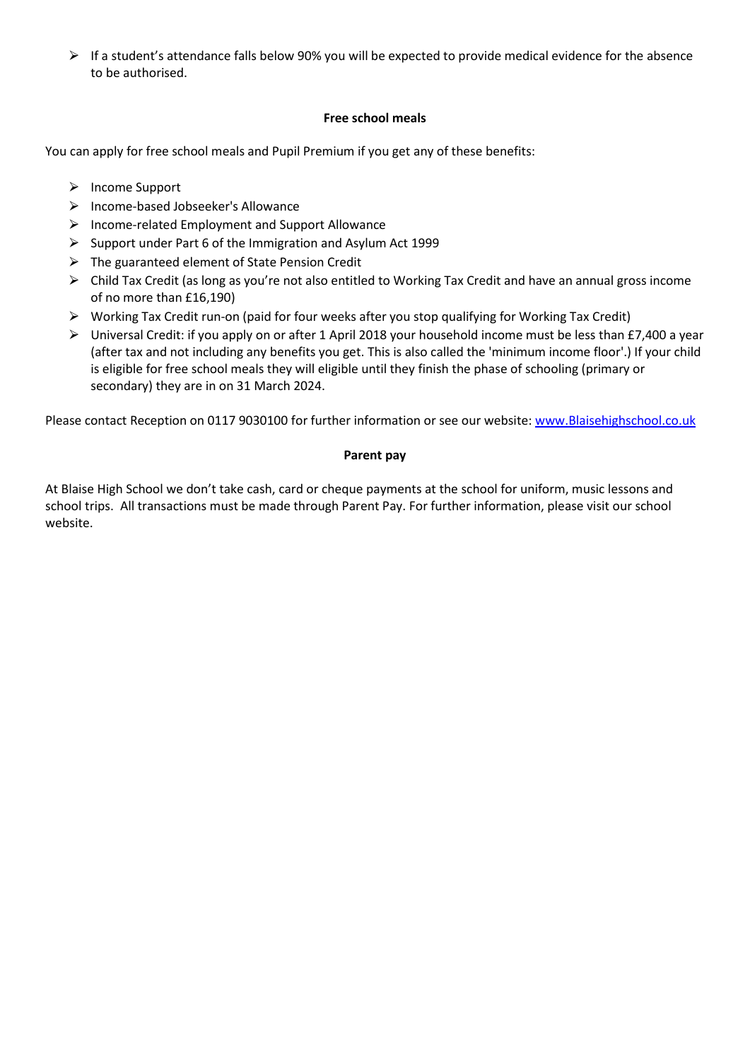- If a student's attendance falls below 90% you will be expected to provide medical evidence for the absence to be authorised.

### Free school meals

You can apply for free school meals and Pupil Premium if you get any of these benefits:

- Income Support
- Income-based Jobseeker's Allowance
- Income-related Employment and Support Allowance
- Support under Part 6 of the Immigration and Asylum Act 1999
- The guaranteed element of State Pension Credit
- Child Tax Credit (as long as you're not also entitled to Working Tax Credit and have an annual gross income of no more than £16,190)
- Working Tax Credit run-on (paid for four weeks after you stop qualifying for Working Tax Credit)
- Universal Credit: if you apply on or after 1 April 2018 your household income must be less than £7,400 a year (after tax and not including any benefits you get. This is also called the 'minimum income floor'.) If your child is eligible for free school meals they will eligible until they finish the phase of schooling (primary or secondary) they are in on 31 March 2024.

Please contact Reception on 0117 9030100 for further information or see our website: [www.Blaisehighschool.co.uk](http://www.Blaisehighschool.co.uk)

### Parent pay

At Blaise High School we don't take cash, card or cheque payments at the school for uniform, music lessons and school trips. All transactions must be made through Parent Pay. For further information, please visit our school website.